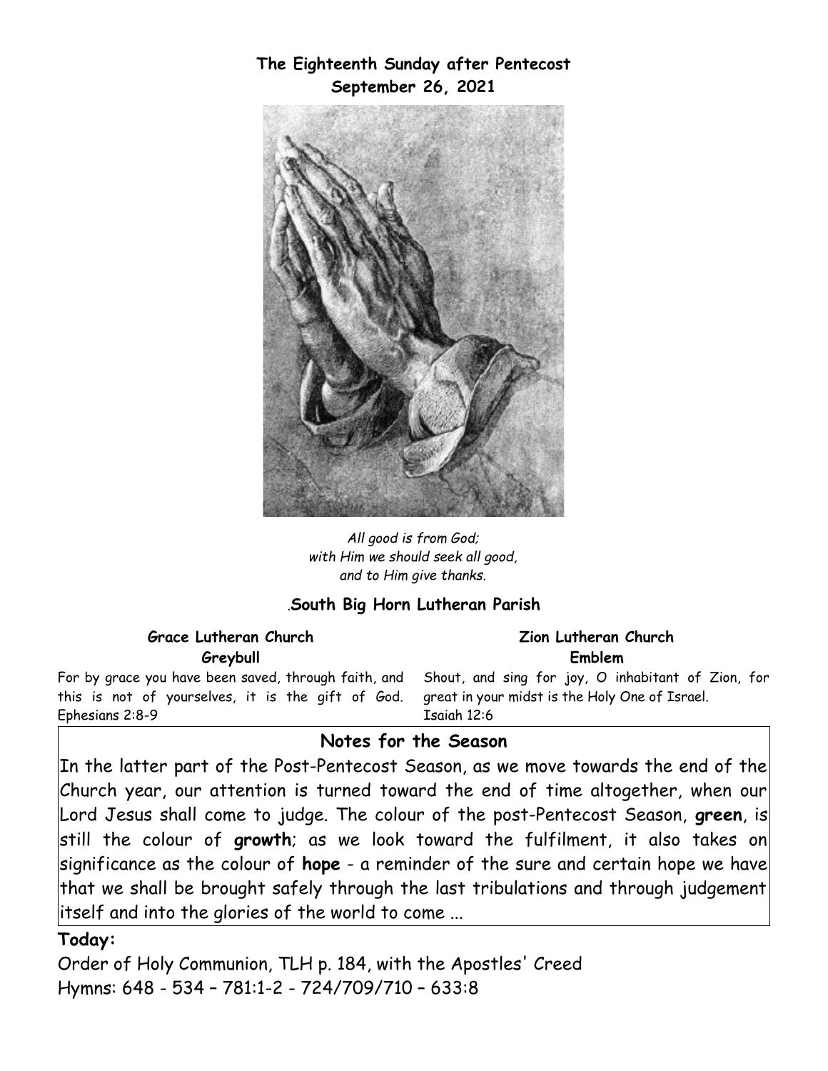**The Eighteenth Sunday after Pentecost**
**September 26, 2021**

*All good is from God;*
*with Him we should seek all good,*
*and to Him give thanks.*

.**South Big Horn Lutheran Parish**

**Grace Lutheran Church**
**Greybull**

For by grace you have been saved, through faith, and this is not of yourselves, it is the gift of God. Ephesians 2:8-9

**Zion Lutheran Church**
**Emblem**

Shout, and sing for joy, O inhabitant of Zion, for great in your midst is the Holy One of Israel. Isaiah 12:6

## Notes for the Season

In the latter part of the Post-Pentecost Season, as we move towards the end of the Church year, our attention is turned toward the end of time altogether, when our Lord Jesus shall come to judge. The colour of the post-Pentecost Season, **green**, is still the colour of **growth**; as we look toward the fulfilment, it also takes on significance as the colour of **hope** - a reminder of the sure and certain hope we have that we shall be brought safely through the last tribulations and through judgement itself and into the glories of the world to come ...

**Today:**

Order of Holy Communion, TLH p. 184, with the Apostles' Creed
Hymns: 648 - 534 – 781:1-2 - 724/709/710 – 633:8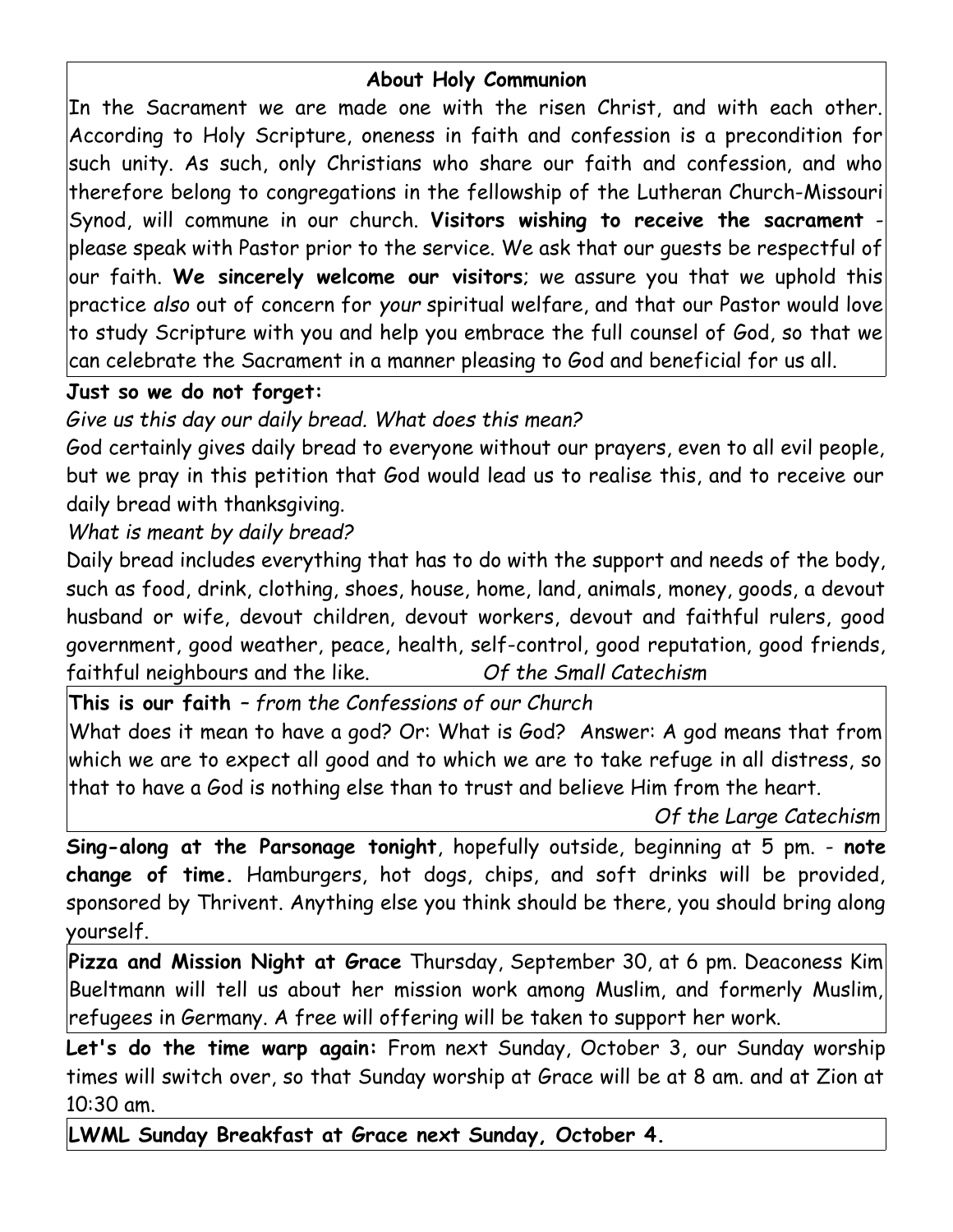## About Holy Communion

In the Sacrament we are made one with the risen Christ, and with each other. According to Holy Scripture, oneness in faith and confession is a precondition for such unity. As such, only Christians who share our faith and confession, and who therefore belong to congregations in the fellowship of the Lutheran Church-Missouri Synod, will commune in our church. **Visitors wishing to receive the sacrament** - please speak with Pastor prior to the service. We ask that our guests be respectful of our faith. **We sincerely welcome our visitors**; we assure you that we uphold this practice *also* out of concern for *your* spiritual welfare, and that our Pastor would love to study Scripture with you and help you embrace the full counsel of God, so that we can celebrate the Sacrament in a manner pleasing to God and beneficial for us all.

**Just so we do not forget:**

*Give us this day our daily bread. What does this mean?*

God certainly gives daily bread to everyone without our prayers, even to all evil people, but we pray in this petition that God would lead us to realise this, and to receive our daily bread with thanksgiving.

*What is meant by daily bread?*

Daily bread includes everything that has to do with the support and needs of the body, such as food, drink, clothing, shoes, house, home, land, animals, money, goods, a devout husband or wife, devout children, devout workers, devout and faithful rulers, good government, good weather, peace, health, self-control, good reputation, good friends, faithful neighbours and the like. *Of the Small Catechism*

**This is our faith** – *from the Confessions of our Church*

What does it mean to have a god? Or: What is God? Answer: A god means that from which we are to expect all good and to which we are to take refuge in all distress, so that to have a God is nothing else than to trust and believe Him from the heart.

*Of the Large Catechism*

**Sing-along at the Parsonage tonight**, hopefully outside, beginning at 5 pm. - **note change of time.** Hamburgers, hot dogs, chips, and soft drinks will be provided, sponsored by Thrivent. Anything else you think should be there, you should bring along yourself.

**Pizza and Mission Night at Grace** Thursday, September 30, at 6 pm. Deaconess Kim Bueltmann will tell us about her mission work among Muslim, and formerly Muslim, refugees in Germany. A free will offering will be taken to support her work.

**Let's do the time warp again:** From next Sunday, October 3, our Sunday worship times will switch over, so that Sunday worship at Grace will be at 8 am. and at Zion at 10:30 am.

**LWML Sunday Breakfast at Grace next Sunday, October 4.**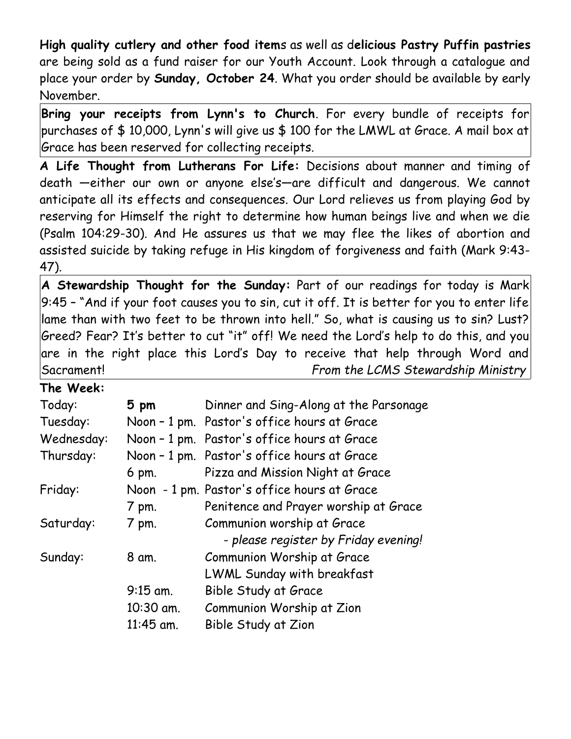**High quality cutlery and other food item**s as well as d**elicious Pastry Puffin pastries** are being sold as a fund raiser for our Youth Account. Look through a catalogue and place your order by **Sunday, October 24**. What you order should be available by early November.

**Bring your receipts from Lynn's to Church**. For every bundle of receipts for purchases of $ 10,000, Lynn's will give us $ 100 for the LMWL at Grace. A mail box at Grace has been reserved for collecting receipts.

**A Life Thought from Lutherans For Life:** Decisions about manner and timing of death —either our own or anyone else's—are difficult and dangerous. We cannot anticipate all its effects and consequences. Our Lord relieves us from playing God by reserving for Himself the right to determine how human beings live and when we die (Psalm 104:29-30). And He assures us that we may flee the likes of abortion and assisted suicide by taking refuge in His kingdom of forgiveness and faith (Mark 9:43-47).

**A Stewardship Thought for the Sunday:** Part of our readings for today is Mark 9:45 – "And if your foot causes you to sin, cut it off. It is better for you to enter life lame than with two feet to be thrown into hell." So, what is causing us to sin? Lust? Greed? Fear? It's better to cut "it" off! We need the Lord's help to do this, and you are in the right place this Lord's Day to receive that help through Word and Sacrament! *From the LCMS Stewardship Ministry*

**The Week:**

| | | |
|---|---|---|
| Today: | **5 pm** | Dinner and Sing-Along at the Parsonage |
| Tuesday: | Noon – 1 pm. | Pastor's office hours at Grace |
| Wednesday: | Noon – 1 pm. | Pastor's office hours at Grace |
| Thursday: | Noon – 1 pm. | Pastor's office hours at Grace |
| | 6 pm. | Pizza and Mission Night at Grace |
| Friday: | Noon - 1 pm. | Pastor's office hours at Grace |
| | 7 pm. | Penitence and Prayer worship at Grace |
| Saturday: | 7 pm. | Communion worship at Grace *- please register by Friday evening!* |
| Sunday: | 8 am. | Communion Worship at Grace |
| | | LWML Sunday with breakfast |
| | 9:15 am. | Bible Study at Grace |
| | 10:30 am. | Communion Worship at Zion |
| | 11:45 am. | Bible Study at Zion |